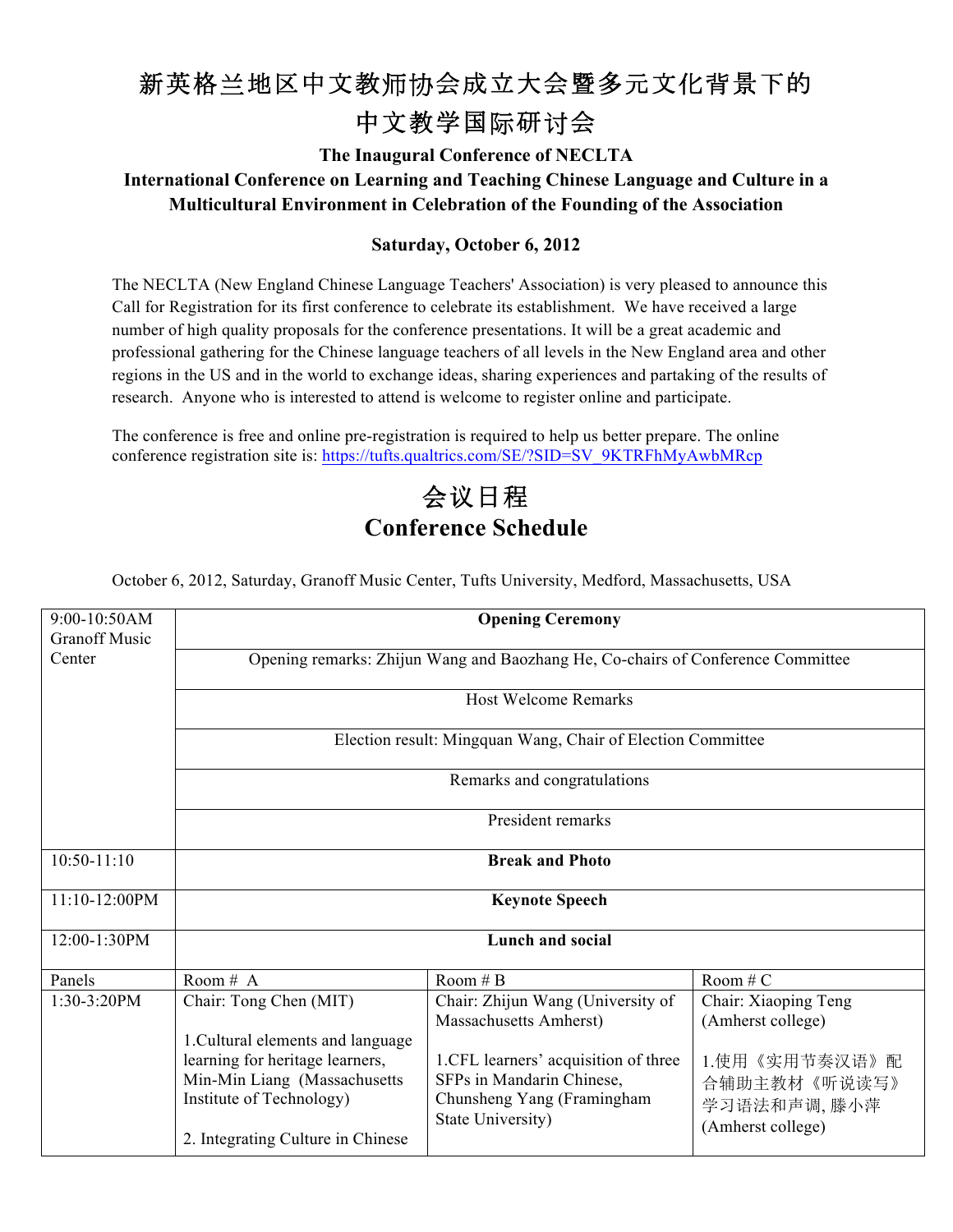# 新英格兰地区中文教师协会成立大会暨多元文化背景下的中文教学国际研讨会

**The Inaugural Conference of NECLTA**

**International Conference on Learning and Teaching Chinese Language and Culture in a Multicultural Environment in Celebration of the Founding of the Association**

**Saturday, October 6, 2012**

The NECLTA (New England Chinese Language Teachers' Association) is very pleased to announce this Call for Registration for its first conference to celebrate its establishment. We have received a large number of high quality proposals for the conference presentations. It will be a great academic and professional gathering for the Chinese language teachers of all levels in the New England area and other regions in the US and in the world to exchange ideas, sharing experiences and partaking of the results of research. Anyone who is interested to attend is welcome to register online and participate.

The conference is free and online pre-registration is required to help us better prepare. The online conference registration site is: https://tufts.qualtrics.com/SE/?SID=SV_9KTRFhMyAwbMRcp

## 会议日程
## Conference Schedule

October 6, 2012, Saturday, Granoff Music Center, Tufts University, Medford, Massachusetts, USA

| | | | |
|---|---|---|---|
| 9:00-10:50AM Granoff Music Center | **Opening Ceremony** | | |
| | Opening remarks: Zhijun Wang and Baozhang He, Co-chairs of Conference Committee | | |
| | Host Welcome Remarks | | |
| | Election result: Mingquan Wang, Chair of Election Committee | | |
| | Remarks and congratulations | | |
| | President remarks | | |
| 10:50-11:10 | **Break and Photo** | | |
| 11:10-12:00PM | **Keynote Speech** | | |
| 12:00-1:30PM | **Lunch and social** | | |
| Panels | Room # A | Room # B | Room # C |
| 1:30-3:20PM | Chair: Tong Chen (MIT)<br><br>1.Cultural elements and language learning for heritage learners, Min-Min Liang (Massachusetts Institute of Technology)<br><br>2. Integrating Culture in Chinese | Chair: Zhijun Wang (University of Massachusetts Amherst)<br><br>1.CFL learners' acquisition of three SFPs in Mandarin Chinese, Chunsheng Yang (Framingham State University) | Chair: Xiaoping Teng (Amherst college)<br><br>1.使用《实用节奏汉语》配合辅助主教材《听说读写》学习语法和声调, 滕小萍 (Amherst college) |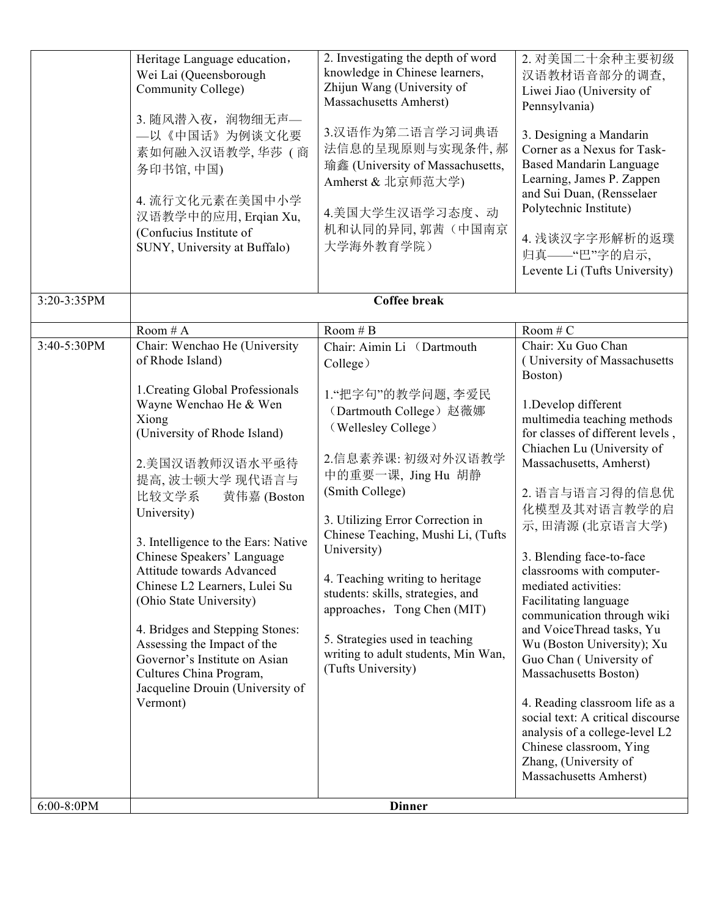| | | | |
|---|---|---|---|
| | Heritage Language education，Wei Lai (Queensborough Community College)<br><br>3. 随风潜入夜，润物细无声——以《中国话》为例谈文化要素如何融入汉语教学, 华莎（商务印书馆, 中国)<br><br>4. 流行文化元素在美国中小学汉语教学中的应用, Erqian Xu, (Confucius Institute of SUNY, University at Buffalo) | 2. Investigating the depth of word knowledge in Chinese learners, Zhijun Wang (University of Massachusetts Amherst)<br><br>3.汉语作为第二语言学习词典语法信息的呈现原则与实现条件, 郝瑜鑫 (University of Massachusetts, Amherst & 北京师范大学)<br><br>4.美国大学生汉语学习态度、动机和认同的异同, 郭茜（中国南京大学海外教育学院） | 2. 对美国二十余种主要初级汉语教材语音部分的调查, Liwei Jiao (University of Pennsylvania)<br><br>3. Designing a Mandarin Corner as a Nexus for Task-Based Mandarin Language Learning, James P. Zappen and Sui Duan, (Rensselaer Polytechnic Institute)<br><br>4. 浅谈汉字字形解析的返璞归真——"巴"字的启示, Levente Li (Tufts University) |
| 3:20-3:35PM | **Coffee break** | | |
| | Room # A | Room # B | Room # C |
| 3:40-5:30PM | Chair: Wenchao He (University of Rhode Island)<br><br>1.Creating Global Professionals Wayne Wenchao He & Wen Xiong (University of Rhode Island)<br><br>2.美国汉语教师汉语水平亟待提高, 波士顿大学 现代语言与比较文学系 黄伟嘉 (Boston University)<br><br>3. Intelligence to the Ears: Native Chinese Speakers' Language Attitude towards Advanced Chinese L2 Learners, Lulei Su (Ohio State University)<br><br>4. Bridges and Stepping Stones: Assessing the Impact of the Governor's Institute on Asian Cultures China Program, Jacqueline Drouin (University of Vermont) | Chair: Aimin Li （Dartmouth College）<br><br>1."把字句"的教学问题, 李爱民（Dartmouth College）赵薇娜（Wellesley College）<br><br>2.信息素养课: 初级对外汉语教学中的重要一课, Jing Hu 胡静 (Smith College)<br><br>3. Utilizing Error Correction in Chinese Teaching, Mushi Li, (Tufts University)<br><br>4. Teaching writing to heritage students: skills, strategies, and approaches，Tong Chen (MIT)<br><br>5. Strategies used in teaching writing to adult students, Min Wan, (Tufts University) | Chair: Xu Guo Chan ( University of Massachusetts Boston)<br><br>1.Develop different multimedia teaching methods for classes of different levels , Chiachen Lu (University of Massachusetts, Amherst)<br><br>2. 语言与语言习得的信息优化模型及其对语言教学的启示, 田清源 (北京语言大学)<br><br>3. Blending face-to-face classrooms with computer-mediated activities: Facilitating language communication through wiki and VoiceThread tasks, Yu Wu (Boston University); Xu Guo Chan ( University of Massachusetts Boston)<br><br>4. Reading classroom life as a social text: A critical discourse analysis of a college-level L2 Chinese classroom, Ying Zhang, (University of Massachusetts Amherst) |
| 6:00-8:0PM | **Dinner** | | |